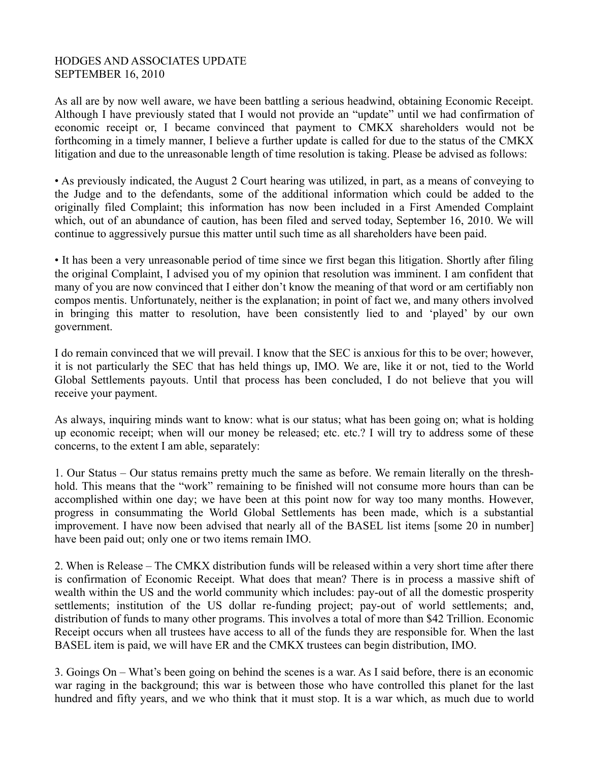HODGES AND ASSOCIATES UPDATE
SEPTEMBER 16, 2010

As all are by now well aware, we have been battling a serious headwind, obtaining Economic Receipt. Although I have previously stated that I would not provide an "update" until we had confirmation of economic receipt or, I became convinced that payment to CMKX shareholders would not be forthcoming in a timely manner, I believe a further update is called for due to the status of the CMKX litigation and due to the unreasonable length of time resolution is taking. Please be advised as follows:

• As previously indicated, the August 2 Court hearing was utilized, in part, as a means of conveying to the Judge and to the defendants, some of the additional information which could be added to the originally filed Complaint; this information has now been included in a First Amended Complaint which, out of an abundance of caution, has been filed and served today, September 16, 2010. We will continue to aggressively pursue this matter until such time as all shareholders have been paid.

• It has been a very unreasonable period of time since we first began this litigation. Shortly after filing the original Complaint, I advised you of my opinion that resolution was imminent. I am confident that many of you are now convinced that I either don't know the meaning of that word or am certifiably non compos mentis. Unfortunately, neither is the explanation; in point of fact we, and many others involved in bringing this matter to resolution, have been consistently lied to and 'played' by our own government.

I do remain convinced that we will prevail. I know that the SEC is anxious for this to be over; however, it is not particularly the SEC that has held things up, IMO. We are, like it or not, tied to the World Global Settlements payouts. Until that process has been concluded, I do not believe that you will receive your payment.

As always, inquiring minds want to know: what is our status; what has been going on; what is holding up economic receipt; when will our money be released; etc. etc.? I will try to address some of these concerns, to the extent I am able, separately:

1. Our Status – Our status remains pretty much the same as before. We remain literally on the threshhold. This means that the "work" remaining to be finished will not consume more hours than can be accomplished within one day; we have been at this point now for way too many months. However, progress in consummating the World Global Settlements has been made, which is a substantial improvement. I have now been advised that nearly all of the BASEL list items [some 20 in number] have been paid out; only one or two items remain IMO.

2. When is Release – The CMKX distribution funds will be released within a very short time after there is confirmation of Economic Receipt. What does that mean? There is in process a massive shift of wealth within the US and the world community which includes: pay-out of all the domestic prosperity settlements; institution of the US dollar re-funding project; pay-out of world settlements; and, distribution of funds to many other programs. This involves a total of more than $42 Trillion. Economic Receipt occurs when all trustees have access to all of the funds they are responsible for. When the last BASEL item is paid, we will have ER and the CMKX trustees can begin distribution, IMO.

3. Goings On – What's been going on behind the scenes is a war. As I said before, there is an economic war raging in the background; this war is between those who have controlled this planet for the last hundred and fifty years, and we who think that it must stop. It is a war which, as much due to world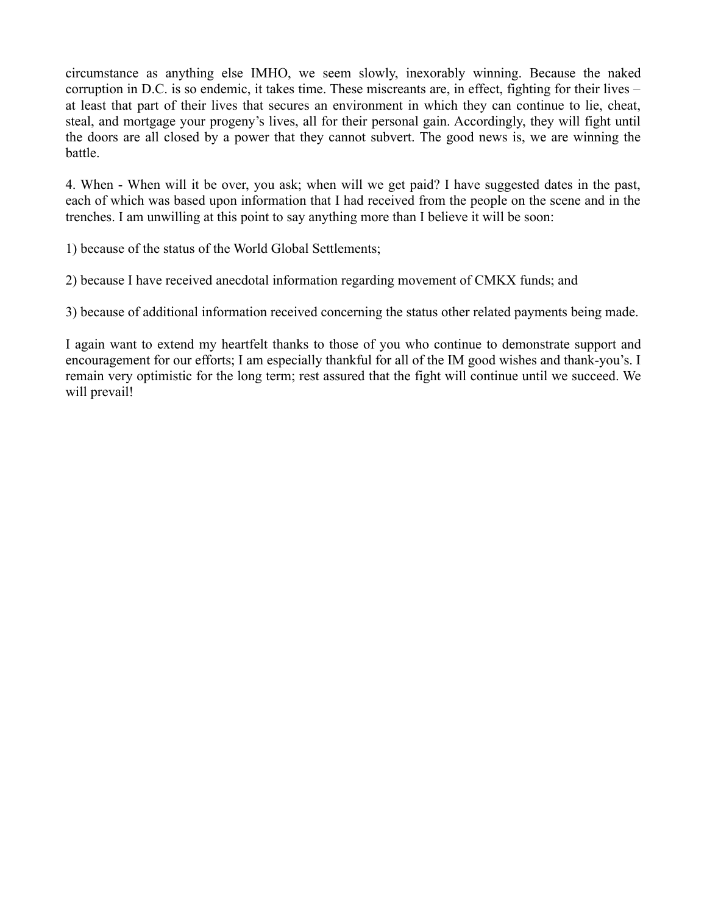circumstance as anything else IMHO, we seem slowly, inexorably winning. Because the naked corruption in D.C. is so endemic, it takes time. These miscreants are, in effect, fighting for their lives – at least that part of their lives that secures an environment in which they can continue to lie, cheat, steal, and mortgage your progeny's lives, all for their personal gain. Accordingly, they will fight until the doors are all closed by a power that they cannot subvert. The good news is, we are winning the battle.

4. When - When will it be over, you ask; when will we get paid? I have suggested dates in the past, each of which was based upon information that I had received from the people on the scene and in the trenches. I am unwilling at this point to say anything more than I believe it will be soon:

1) because of the status of the World Global Settlements;

2) because I have received anecdotal information regarding movement of CMKX funds; and

3) because of additional information received concerning the status other related payments being made.

I again want to extend my heartfelt thanks to those of you who continue to demonstrate support and encouragement for our efforts; I am especially thankful for all of the IM good wishes and thank-you's. I remain very optimistic for the long term; rest assured that the fight will continue until we succeed. We will prevail!